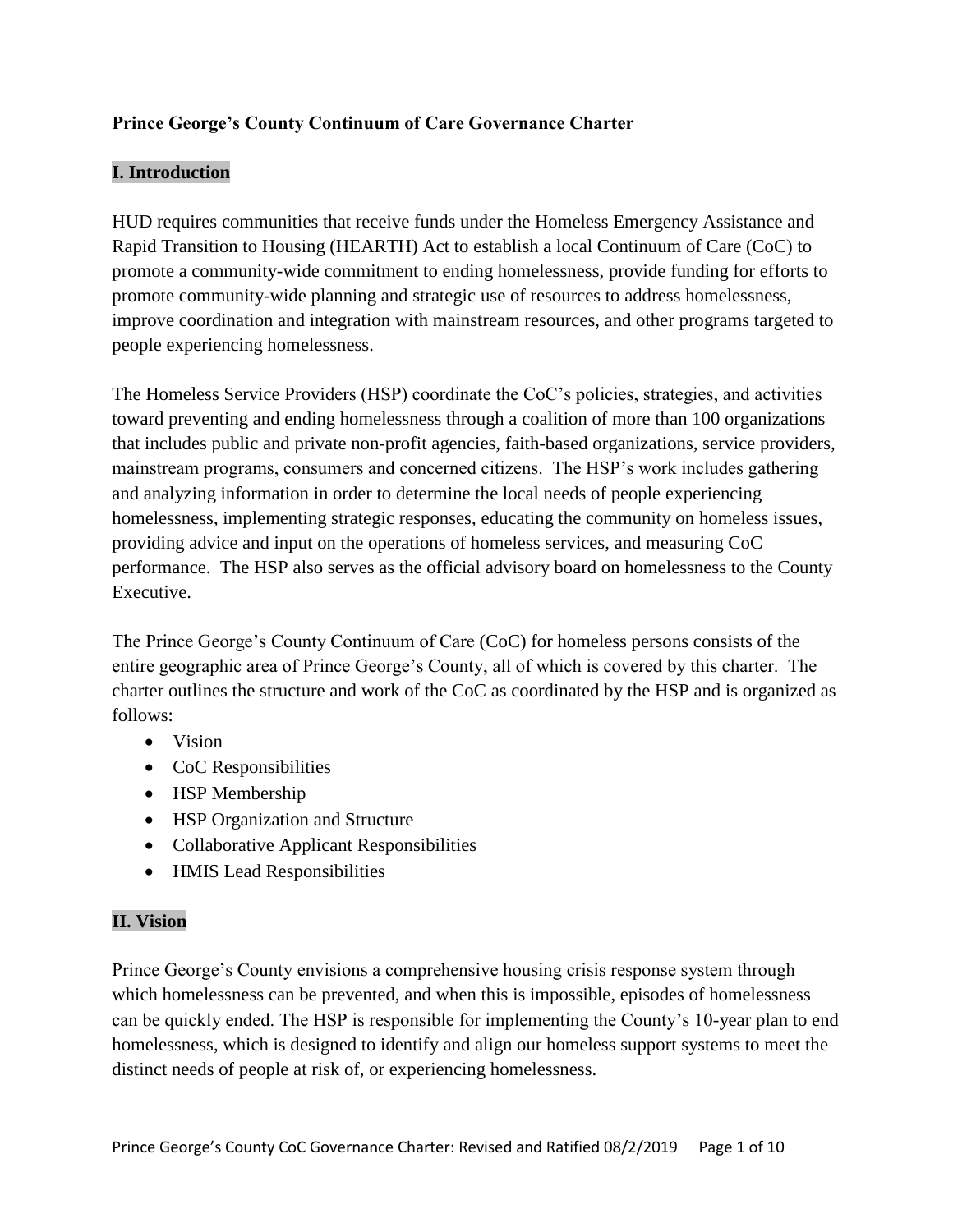**Prince George's County Continuum of Care Governance Charter**

## I. Introduction

HUD requires communities that receive funds under the Homeless Emergency Assistance and Rapid Transition to Housing (HEARTH) Act to establish a local Continuum of Care (CoC) to promote a community-wide commitment to ending homelessness, provide funding for efforts to promote community-wide planning and strategic use of resources to address homelessness, improve coordination and integration with mainstream resources, and other programs targeted to people experiencing homelessness.

The Homeless Service Providers (HSP) coordinate the CoC's policies, strategies, and activities toward preventing and ending homelessness through a coalition of more than 100 organizations that includes public and private non-profit agencies, faith-based organizations, service providers, mainstream programs, consumers and concerned citizens. The HSP's work includes gathering and analyzing information in order to determine the local needs of people experiencing homelessness, implementing strategic responses, educating the community on homeless issues, providing advice and input on the operations of homeless services, and measuring CoC performance. The HSP also serves as the official advisory board on homelessness to the County Executive.

The Prince George's County Continuum of Care (CoC) for homeless persons consists of the entire geographic area of Prince George's County, all of which is covered by this charter. The charter outlines the structure and work of the CoC as coordinated by the HSP and is organized as follows:

- Vision
- CoC Responsibilities
- HSP Membership
- HSP Organization and Structure
- Collaborative Applicant Responsibilities
- HMIS Lead Responsibilities

## II. Vision

Prince George's County envisions a comprehensive housing crisis response system through which homelessness can be prevented, and when this is impossible, episodes of homelessness can be quickly ended. The HSP is responsible for implementing the County's 10-year plan to end homelessness, which is designed to identify and align our homeless support systems to meet the distinct needs of people at risk of, or experiencing homelessness.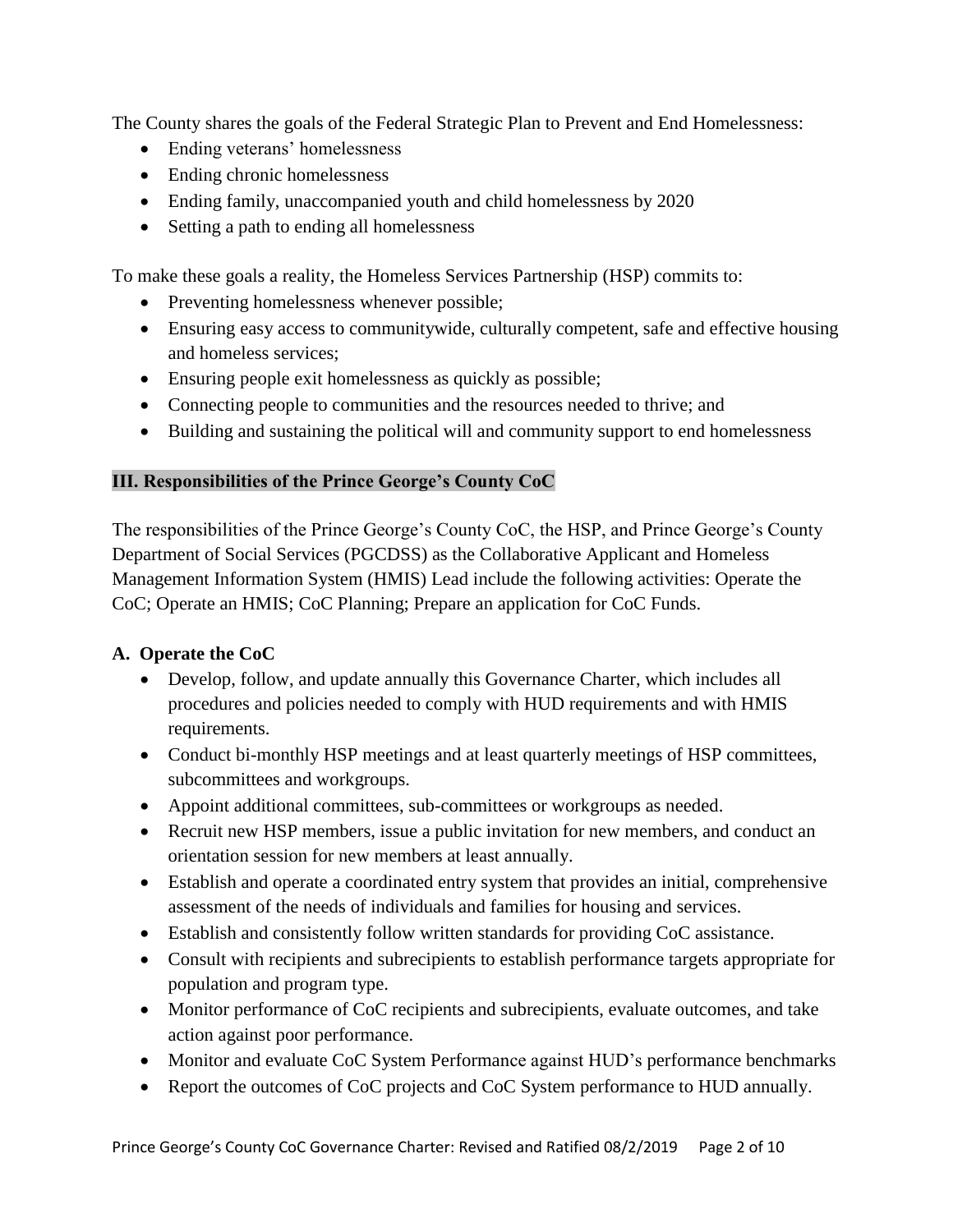The County shares the goals of the Federal Strategic Plan to Prevent and End Homelessness:

- Ending veterans' homelessness
- Ending chronic homelessness
- Ending family, unaccompanied youth and child homelessness by 2020
- Setting a path to ending all homelessness

To make these goals a reality, the Homeless Services Partnership (HSP) commits to:

- Preventing homelessness whenever possible;
- Ensuring easy access to communitywide, culturally competent, safe and effective housing and homeless services;
- Ensuring people exit homelessness as quickly as possible;
- Connecting people to communities and the resources needed to thrive; and
- Building and sustaining the political will and community support to end homelessness

## III. Responsibilities of the Prince George's County CoC

The responsibilities of the Prince George's County CoC, the HSP, and Prince George's County Department of Social Services (PGCDSS) as the Collaborative Applicant and Homeless Management Information System (HMIS) Lead include the following activities: Operate the CoC; Operate an HMIS; CoC Planning; Prepare an application for CoC Funds.

### A. Operate the CoC

- Develop, follow, and update annually this Governance Charter, which includes all procedures and policies needed to comply with HUD requirements and with HMIS requirements.
- Conduct bi-monthly HSP meetings and at least quarterly meetings of HSP committees, subcommittees and workgroups.
- Appoint additional committees, sub-committees or workgroups as needed.
- Recruit new HSP members, issue a public invitation for new members, and conduct an orientation session for new members at least annually.
- Establish and operate a coordinated entry system that provides an initial, comprehensive assessment of the needs of individuals and families for housing and services.
- Establish and consistently follow written standards for providing CoC assistance.
- Consult with recipients and subrecipients to establish performance targets appropriate for population and program type.
- Monitor performance of CoC recipients and subrecipients, evaluate outcomes, and take action against poor performance.
- Monitor and evaluate CoC System Performance against HUD's performance benchmarks
- Report the outcomes of CoC projects and CoC System performance to HUD annually.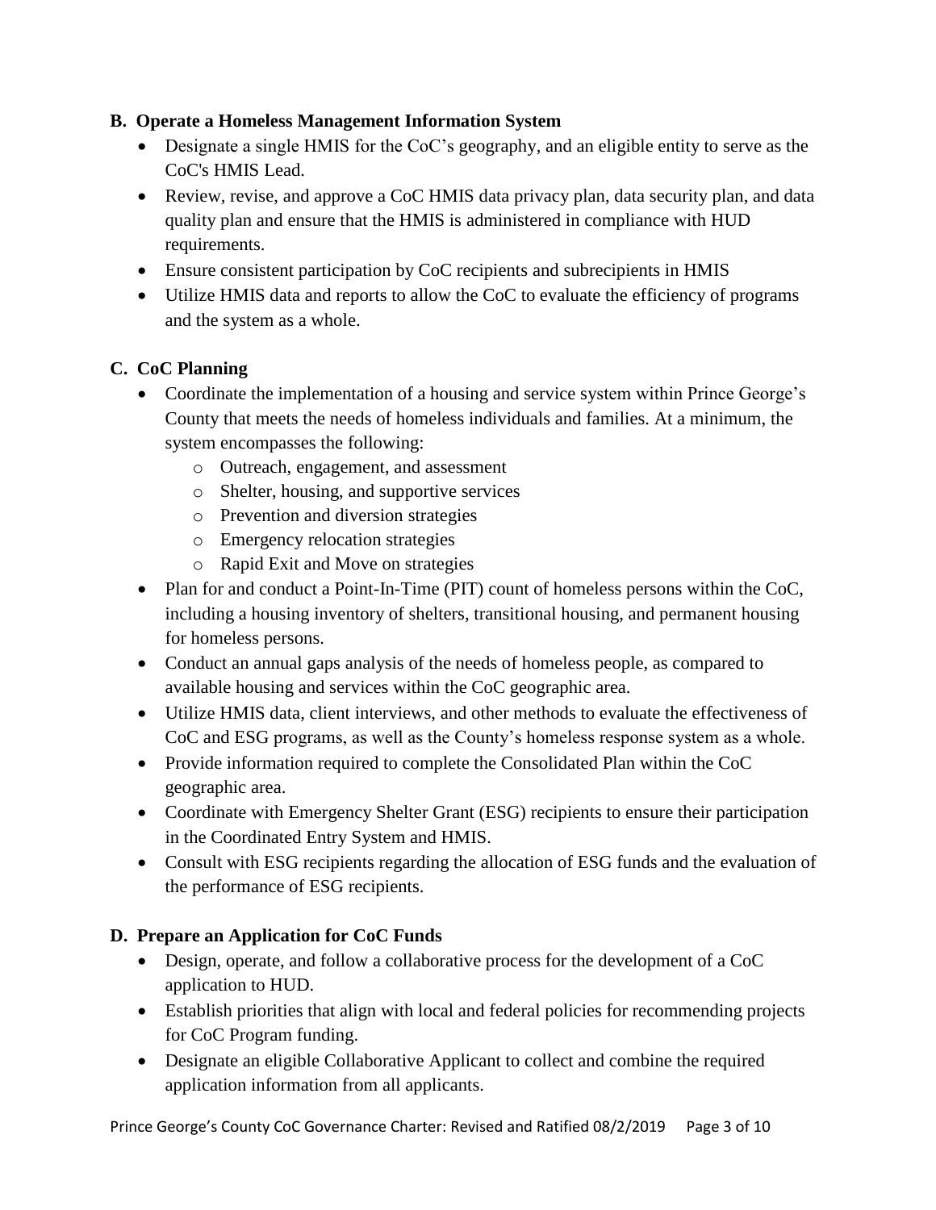## B. Operate a Homeless Management Information System

- Designate a single HMIS for the CoC's geography, and an eligible entity to serve as the CoC's HMIS Lead.
- Review, revise, and approve a CoC HMIS data privacy plan, data security plan, and data quality plan and ensure that the HMIS is administered in compliance with HUD requirements.
- Ensure consistent participation by CoC recipients and subrecipients in HMIS
- Utilize HMIS data and reports to allow the CoC to evaluate the efficiency of programs and the system as a whole.

## C. CoC Planning

- Coordinate the implementation of a housing and service system within Prince George's County that meets the needs of homeless individuals and families. At a minimum, the system encompasses the following:
  - Outreach, engagement, and assessment
  - Shelter, housing, and supportive services
  - Prevention and diversion strategies
  - Emergency relocation strategies
  - Rapid Exit and Move on strategies
- Plan for and conduct a Point-In-Time (PIT) count of homeless persons within the CoC, including a housing inventory of shelters, transitional housing, and permanent housing for homeless persons.
- Conduct an annual gaps analysis of the needs of homeless people, as compared to available housing and services within the CoC geographic area.
- Utilize HMIS data, client interviews, and other methods to evaluate the effectiveness of CoC and ESG programs, as well as the County's homeless response system as a whole.
- Provide information required to complete the Consolidated Plan within the CoC geographic area.
- Coordinate with Emergency Shelter Grant (ESG) recipients to ensure their participation in the Coordinated Entry System and HMIS.
- Consult with ESG recipients regarding the allocation of ESG funds and the evaluation of the performance of ESG recipients.

## D. Prepare an Application for CoC Funds

- Design, operate, and follow a collaborative process for the development of a CoC application to HUD.
- Establish priorities that align with local and federal policies for recommending projects for CoC Program funding.
- Designate an eligible Collaborative Applicant to collect and combine the required application information from all applicants.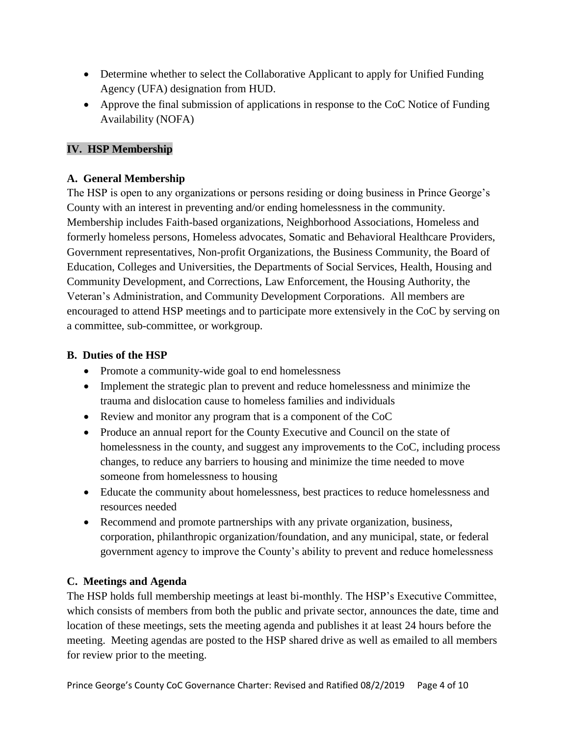- Determine whether to select the Collaborative Applicant to apply for Unified Funding Agency (UFA) designation from HUD.
- Approve the final submission of applications in response to the CoC Notice of Funding Availability (NOFA)

## IV. HSP Membership

### A. General Membership

The HSP is open to any organizations or persons residing or doing business in Prince George's County with an interest in preventing and/or ending homelessness in the community. Membership includes Faith-based organizations, Neighborhood Associations, Homeless and formerly homeless persons, Homeless advocates, Somatic and Behavioral Healthcare Providers, Government representatives, Non-profit Organizations, the Business Community, the Board of Education, Colleges and Universities, the Departments of Social Services, Health, Housing and Community Development, and Corrections, Law Enforcement, the Housing Authority, the Veteran's Administration, and Community Development Corporations. All members are encouraged to attend HSP meetings and to participate more extensively in the CoC by serving on a committee, sub-committee, or workgroup.

### B. Duties of the HSP

- Promote a community-wide goal to end homelessness
- Implement the strategic plan to prevent and reduce homelessness and minimize the trauma and dislocation cause to homeless families and individuals
- Review and monitor any program that is a component of the CoC
- Produce an annual report for the County Executive and Council on the state of homelessness in the county, and suggest any improvements to the CoC, including process changes, to reduce any barriers to housing and minimize the time needed to move someone from homelessness to housing
- Educate the community about homelessness, best practices to reduce homelessness and resources needed
- Recommend and promote partnerships with any private organization, business, corporation, philanthropic organization/foundation, and any municipal, state, or federal government agency to improve the County's ability to prevent and reduce homelessness

### C. Meetings and Agenda

The HSP holds full membership meetings at least bi-monthly. The HSP's Executive Committee, which consists of members from both the public and private sector, announces the date, time and location of these meetings, sets the meeting agenda and publishes it at least 24 hours before the meeting. Meeting agendas are posted to the HSP shared drive as well as emailed to all members for review prior to the meeting.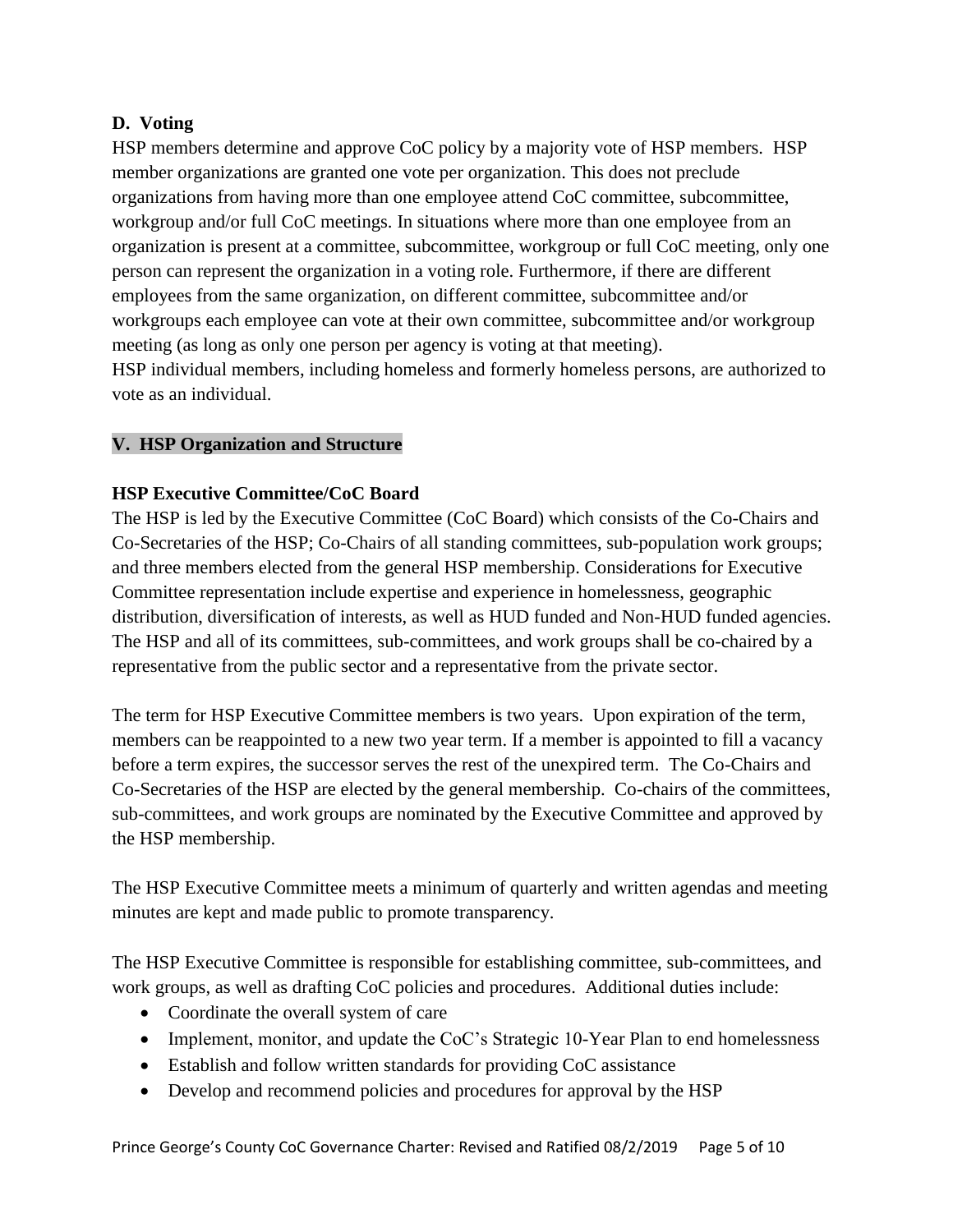### D. Voting

HSP members determine and approve CoC policy by a majority vote of HSP members. HSP member organizations are granted one vote per organization. This does not preclude organizations from having more than one employee attend CoC committee, subcommittee, workgroup and/or full CoC meetings. In situations where more than one employee from an organization is present at a committee, subcommittee, workgroup or full CoC meeting, only one person can represent the organization in a voting role. Furthermore, if there are different employees from the same organization, on different committee, subcommittee and/or workgroups each employee can vote at their own committee, subcommittee and/or workgroup meeting (as long as only one person per agency is voting at that meeting).
HSP individual members, including homeless and formerly homeless persons, are authorized to vote as an individual.

## V. HSP Organization and Structure

### HSP Executive Committee/CoC Board

The HSP is led by the Executive Committee (CoC Board) which consists of the Co-Chairs and Co-Secretaries of the HSP; Co-Chairs of all standing committees, sub-population work groups; and three members elected from the general HSP membership. Considerations for Executive Committee representation include expertise and experience in homelessness, geographic distribution, diversification of interests, as well as HUD funded and Non-HUD funded agencies. The HSP and all of its committees, sub-committees, and work groups shall be co-chaired by a representative from the public sector and a representative from the private sector.

The term for HSP Executive Committee members is two years. Upon expiration of the term, members can be reappointed to a new two year term. If a member is appointed to fill a vacancy before a term expires, the successor serves the rest of the unexpired term. The Co-Chairs and Co-Secretaries of the HSP are elected by the general membership. Co-chairs of the committees, sub-committees, and work groups are nominated by the Executive Committee and approved by the HSP membership.

The HSP Executive Committee meets a minimum of quarterly and written agendas and meeting minutes are kept and made public to promote transparency.

The HSP Executive Committee is responsible for establishing committee, sub-committees, and work groups, as well as drafting CoC policies and procedures. Additional duties include:

- Coordinate the overall system of care
- Implement, monitor, and update the CoC's Strategic 10-Year Plan to end homelessness
- Establish and follow written standards for providing CoC assistance
- Develop and recommend policies and procedures for approval by the HSP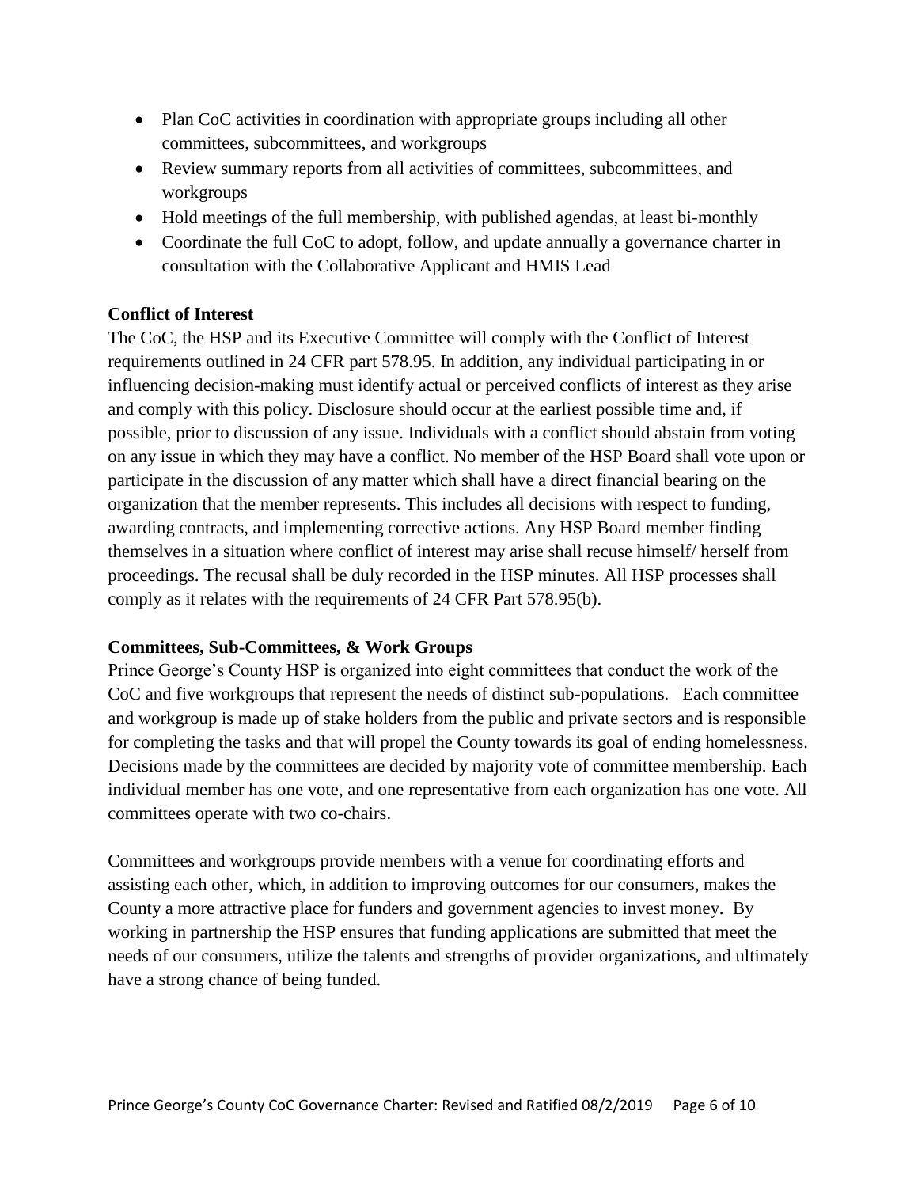- Plan CoC activities in coordination with appropriate groups including all other committees, subcommittees, and workgroups
- Review summary reports from all activities of committees, subcommittees, and workgroups
- Hold meetings of the full membership, with published agendas, at least bi-monthly
- Coordinate the full CoC to adopt, follow, and update annually a governance charter in consultation with the Collaborative Applicant and HMIS Lead

**Conflict of Interest**

The CoC, the HSP and its Executive Committee will comply with the Conflict of Interest requirements outlined in 24 CFR part 578.95. In addition, any individual participating in or influencing decision-making must identify actual or perceived conflicts of interest as they arise and comply with this policy. Disclosure should occur at the earliest possible time and, if possible, prior to discussion of any issue. Individuals with a conflict should abstain from voting on any issue in which they may have a conflict. No member of the HSP Board shall vote upon or participate in the discussion of any matter which shall have a direct financial bearing on the organization that the member represents. This includes all decisions with respect to funding, awarding contracts, and implementing corrective actions. Any HSP Board member finding themselves in a situation where conflict of interest may arise shall recuse himself/ herself from proceedings. The recusal shall be duly recorded in the HSP minutes. All HSP processes shall comply as it relates with the requirements of 24 CFR Part 578.95(b).

**Committees, Sub-Committees, & Work Groups**

Prince George's County HSP is organized into eight committees that conduct the work of the CoC and five workgroups that represent the needs of distinct sub-populations. Each committee and workgroup is made up of stake holders from the public and private sectors and is responsible for completing the tasks and that will propel the County towards its goal of ending homelessness. Decisions made by the committees are decided by majority vote of committee membership. Each individual member has one vote, and one representative from each organization has one vote. All committees operate with two co-chairs.

Committees and workgroups provide members with a venue for coordinating efforts and assisting each other, which, in addition to improving outcomes for our consumers, makes the County a more attractive place for funders and government agencies to invest money. By working in partnership the HSP ensures that funding applications are submitted that meet the needs of our consumers, utilize the talents and strengths of provider organizations, and ultimately have a strong chance of being funded.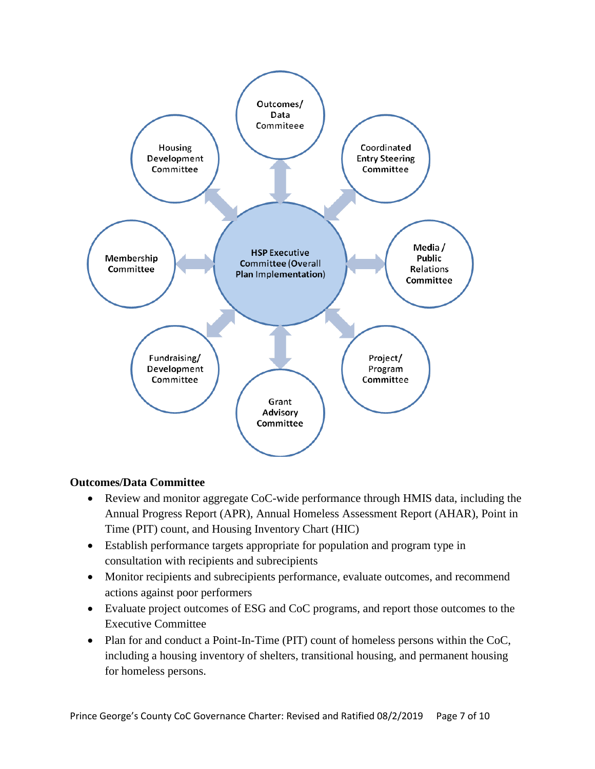HSP Executive Committee (Overall Plan Implementation)

- Outcomes/ Data Commiteee
- Coordinated Entry Steering Committee
- Media / Public Relations Committee
- Project/ Program Committee
- Grant Advisory Committee
- Fundraising/ Development Committee
- Membership Committee
- Housing Development Committee

**Outcomes/Data Committee**

- Review and monitor aggregate CoC-wide performance through HMIS data, including the Annual Progress Report (APR), Annual Homeless Assessment Report (AHAR), Point in Time (PIT) count, and Housing Inventory Chart (HIC)
- Establish performance targets appropriate for population and program type in consultation with recipients and subrecipients
- Monitor recipients and subrecipients performance, evaluate outcomes, and recommend actions against poor performers
- Evaluate project outcomes of ESG and CoC programs, and report those outcomes to the Executive Committee
- Plan for and conduct a Point-In-Time (PIT) count of homeless persons within the CoC, including a housing inventory of shelters, transitional housing, and permanent housing for homeless persons.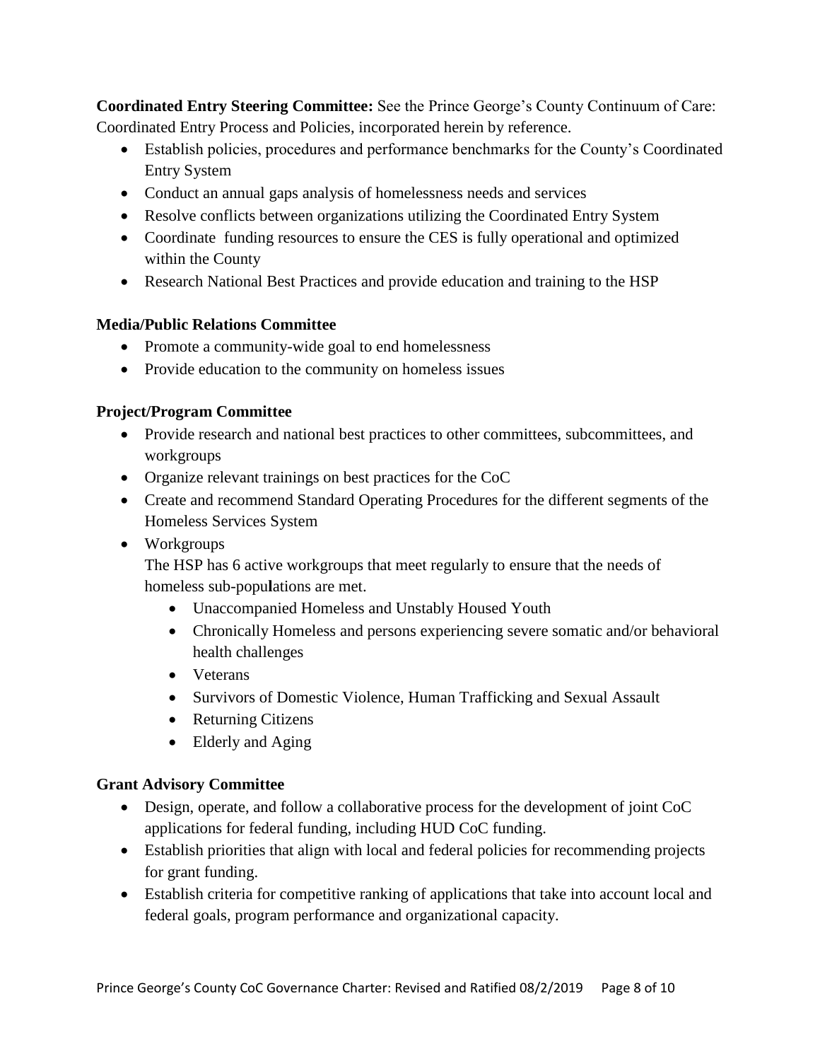**Coordinated Entry Steering Committee:** See the Prince George's County Continuum of Care: Coordinated Entry Process and Policies, incorporated herein by reference.

- Establish policies, procedures and performance benchmarks for the County's Coordinated Entry System
- Conduct an annual gaps analysis of homelessness needs and services
- Resolve conflicts between organizations utilizing the Coordinated Entry System
- Coordinate funding resources to ensure the CES is fully operational and optimized within the County
- Research National Best Practices and provide education and training to the HSP

**Media/Public Relations Committee**

- Promote a community-wide goal to end homelessness
- Provide education to the community on homeless issues

**Project/Program Committee**

- Provide research and national best practices to other committees, subcommittees, and workgroups
- Organize relevant trainings on best practices for the CoC
- Create and recommend Standard Operating Procedures for the different segments of the Homeless Services System
- Workgroups

  The HSP has 6 active workgroups that meet regularly to ensure that the needs of homeless sub-populations are met.

  - Unaccompanied Homeless and Unstably Housed Youth
  - Chronically Homeless and persons experiencing severe somatic and/or behavioral health challenges
  - Veterans
  - Survivors of Domestic Violence, Human Trafficking and Sexual Assault
  - Returning Citizens
  - Elderly and Aging

**Grant Advisory Committee**

- Design, operate, and follow a collaborative process for the development of joint CoC applications for federal funding, including HUD CoC funding.
- Establish priorities that align with local and federal policies for recommending projects for grant funding.
- Establish criteria for competitive ranking of applications that take into account local and federal goals, program performance and organizational capacity.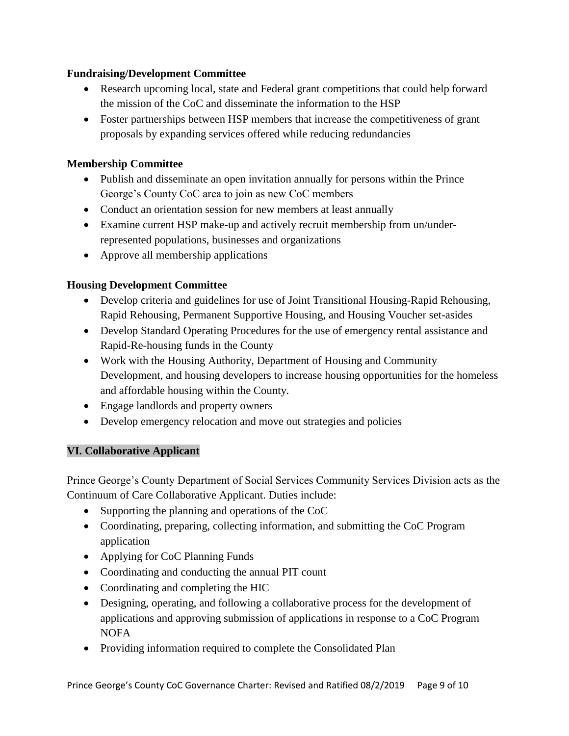**Fundraising/Development Committee**

- Research upcoming local, state and Federal grant competitions that could help forward the mission of the CoC and disseminate the information to the HSP
- Foster partnerships between HSP members that increase the competitiveness of grant proposals by expanding services offered while reducing redundancies

**Membership Committee**

- Publish and disseminate an open invitation annually for persons within the Prince George's County CoC area to join as new CoC members
- Conduct an orientation session for new members at least annually
- Examine current HSP make-up and actively recruit membership from un/under-represented populations, businesses and organizations
- Approve all membership applications

**Housing Development Committee**

- Develop criteria and guidelines for use of Joint Transitional Housing-Rapid Rehousing, Rapid Rehousing, Permanent Supportive Housing, and Housing Voucher set-asides
- Develop Standard Operating Procedures for the use of emergency rental assistance and Rapid-Re-housing funds in the County
- Work with the Housing Authority, Department of Housing and Community Development, and housing developers to increase housing opportunities for the homeless and affordable housing within the County.
- Engage landlords and property owners
- Develop emergency relocation and move out strategies and policies

## VI. Collaborative Applicant

Prince George's County Department of Social Services Community Services Division acts as the Continuum of Care Collaborative Applicant. Duties include:

- Supporting the planning and operations of the CoC
- Coordinating, preparing, collecting information, and submitting the CoC Program application
- Applying for CoC Planning Funds
- Coordinating and conducting the annual PIT count
- Coordinating and completing the HIC
- Designing, operating, and following a collaborative process for the development of applications and approving submission of applications in response to a CoC Program NOFA
- Providing information required to complete the Consolidated Plan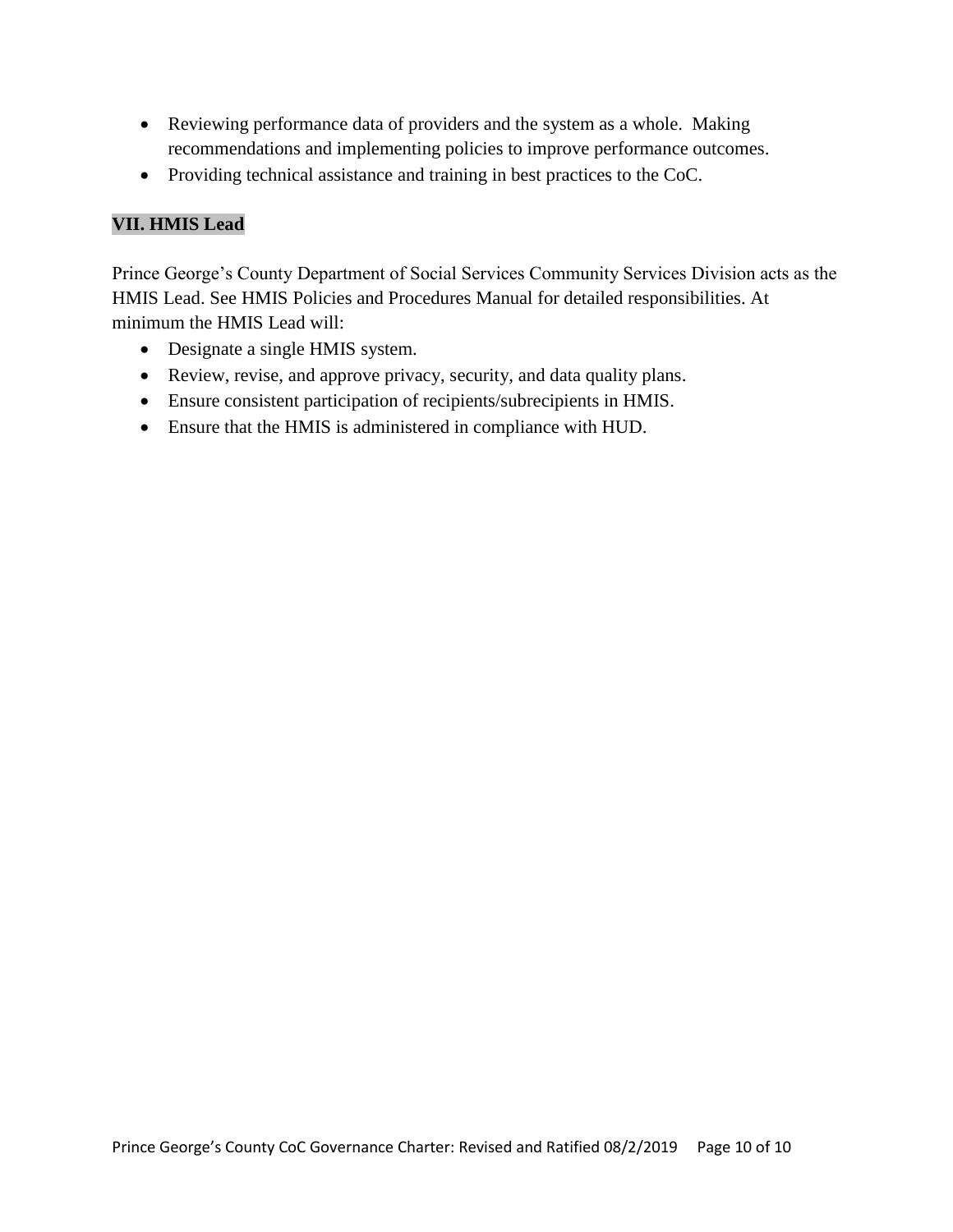- Reviewing performance data of providers and the system as a whole. Making recommendations and implementing policies to improve performance outcomes.
- Providing technical assistance and training in best practices to the CoC.

## VII. HMIS Lead

Prince George's County Department of Social Services Community Services Division acts as the HMIS Lead. See HMIS Policies and Procedures Manual for detailed responsibilities. At minimum the HMIS Lead will:

- Designate a single HMIS system.
- Review, revise, and approve privacy, security, and data quality plans.
- Ensure consistent participation of recipients/subrecipients in HMIS.
- Ensure that the HMIS is administered in compliance with HUD.